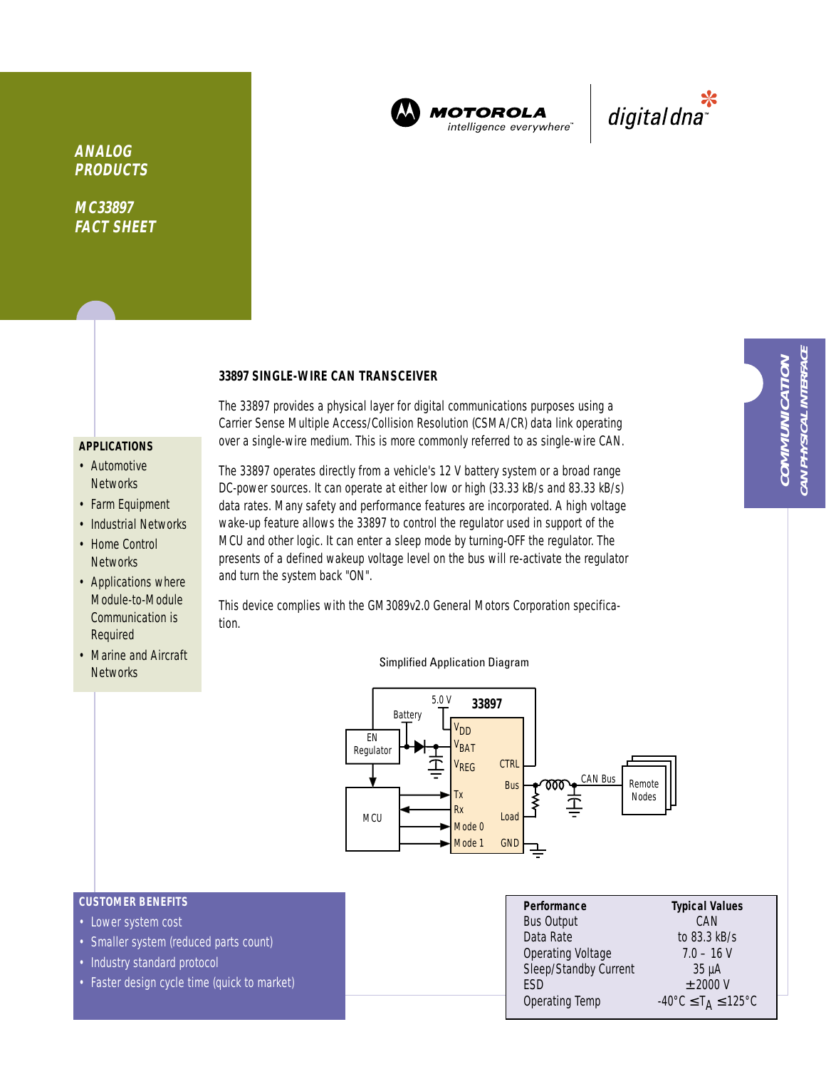ANALOG PRODUCTS

MC33897 FACT SHEET

MOTOROLA intelligence everywhere™ | digital dna™

COMMUNICATION
CAN PHYSICAL INTERFACE

## 33897 SINGLE-WIRE CAN TRANSCEIVER

The 33897 provides a physical layer for digital communications purposes using a Carrier Sense Multiple Access/Collision Resolution (CSMA/CR) data link operating over a single-wire medium. This is more commonly referred to as single-wire CAN.

The 33897 operates directly from a vehicle's 12 V battery system or a broad range DC-power sources. It can operate at either low or high (33.33 kB/s and 83.33 kB/s) data rates. Many safety and performance features are incorporated. A high voltage wake-up feature allows the 33897 to control the regulator used in support of the MCU and other logic. It can enter a sleep mode by turning-OFF the regulator. The presents of a defined wakeup voltage level on the bus will re-activate the regulator and turn the system back "ON".

This device complies with the GM3089v2.0 General Motors Corporation specification.

### APPLICATIONS

- Automotive Networks
- Farm Equipment
- Industrial Networks
- Home Control Networks
- Applications where Module-to-Module Communication is Required
- Marine and Aircraft Networks

Simplified Application Diagram

### CUSTOMER BENEFITS

- Lower system cost
- Smaller system (reduced parts count)
- Industry standard protocol
- Faster design cycle time (quick to market)

| Performance | Typical Values |
|---|---|
| Bus Output | CAN |
| Data Rate | to 83.3 kB/s |
| Operating Voltage | 7.0 – 16 V |
| Sleep/Standby Current | 35 µA |
| ESD | ±2000 V |
| Operating Temp | $-40°C \leq T_A \leq 125°C$ |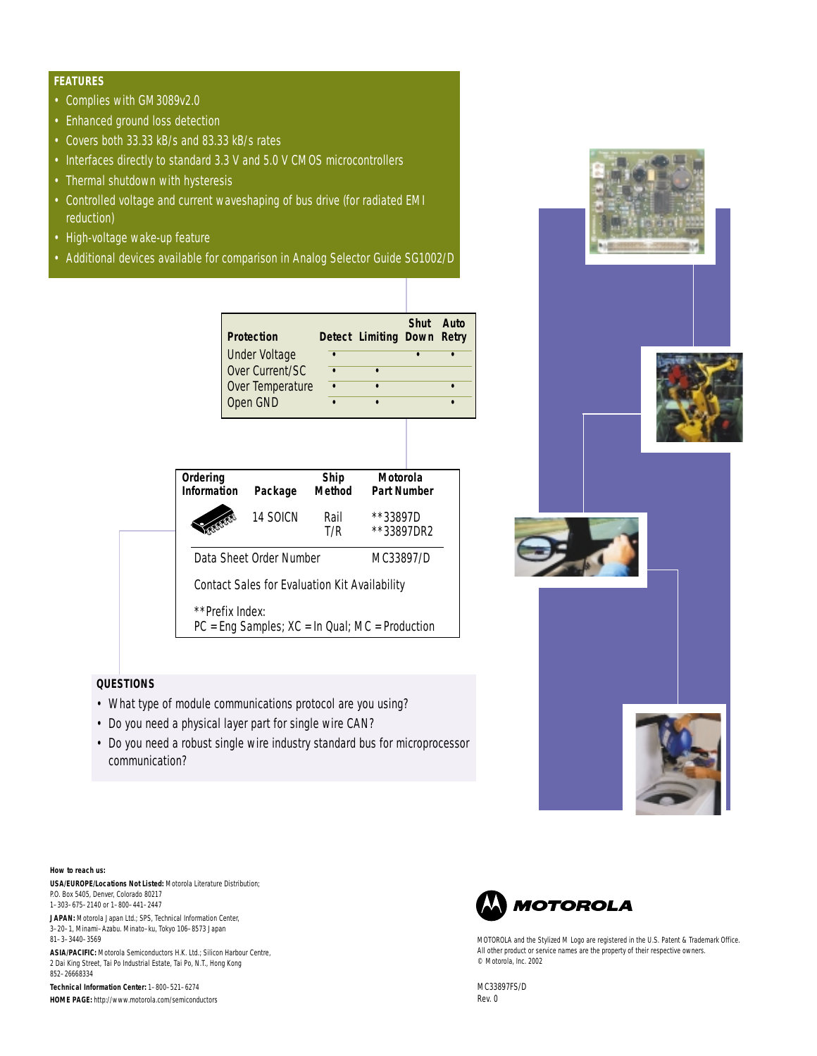## FEATURES

- Complies with GM3089v2.0
- Enhanced ground loss detection
- Covers both 33.33 kB/s and 83.33 kB/s rates
- Interfaces directly to standard 3.3 V and 5.0 V CMOS microcontrollers
- Thermal shutdown with hysteresis
- Controlled voltage and current waveshaping of bus drive (for radiated EMI reduction)
- High-voltage wake-up feature
- Additional devices available for comparison in Analog Selector Guide SG1002/D

| Protection | Detect | Limiting | Shut Down | Auto Retry |
|---|---|---|---|---|
| Under Voltage | • | | • | • |
| Over Current/SC | • | • | | |
| Over Temperature | • | • | | • |
| Open GND | • | • | | • |

| Ordering Information | Package | Ship Method | Motorola Part Number |
|---|---|---|---|
| | 14 SOICN | Rail | **33897D |
| | | T/R | **33897DR2 |

Data Sheet Order Number MC33897/D

Contact Sales for Evaluation Kit Availability

**Prefix Index:
PC = Eng Samples; XC = In Qual; MC = Production

## QUESTIONS

- What type of module communications protocol are you using?
- Do you need a physical layer part for single wire CAN?
- Do you need a robust single wire industry standard bus for microprocessor communication?

**How to reach us:**

**USA/EUROPE/Locations Not Listed:** Motorola Literature Distribution; P.O. Box 5405, Denver, Colorado 80217
1–303–675–2140 or 1–800–441–2447

**JAPAN:** Motorola Japan Ltd.; SPS, Technical Information Center, 3–20–1, Minami–Azabu. Minato–ku, Tokyo 106–8573 Japan
81–3–3440–3569

**ASIA/PACIFIC:** Motorola Semiconductors H.K. Ltd.; Silicon Harbour Centre, 2 Dai King Street, Tai Po Industrial Estate, Tai Po, N.T., Hong Kong
852–26668334

**Technical Information Center:** 1–800–521–6274

**HOME PAGE:** http://www.motorola.com/semiconductors

MOTOROLA

MOTOROLA and the Stylized M Logo are registered in the U.S. Patent & Trademark Office. All other product or service names are the property of their respective owners.
© Motorola, Inc. 2002

MC33897FS/D
Rev. 0